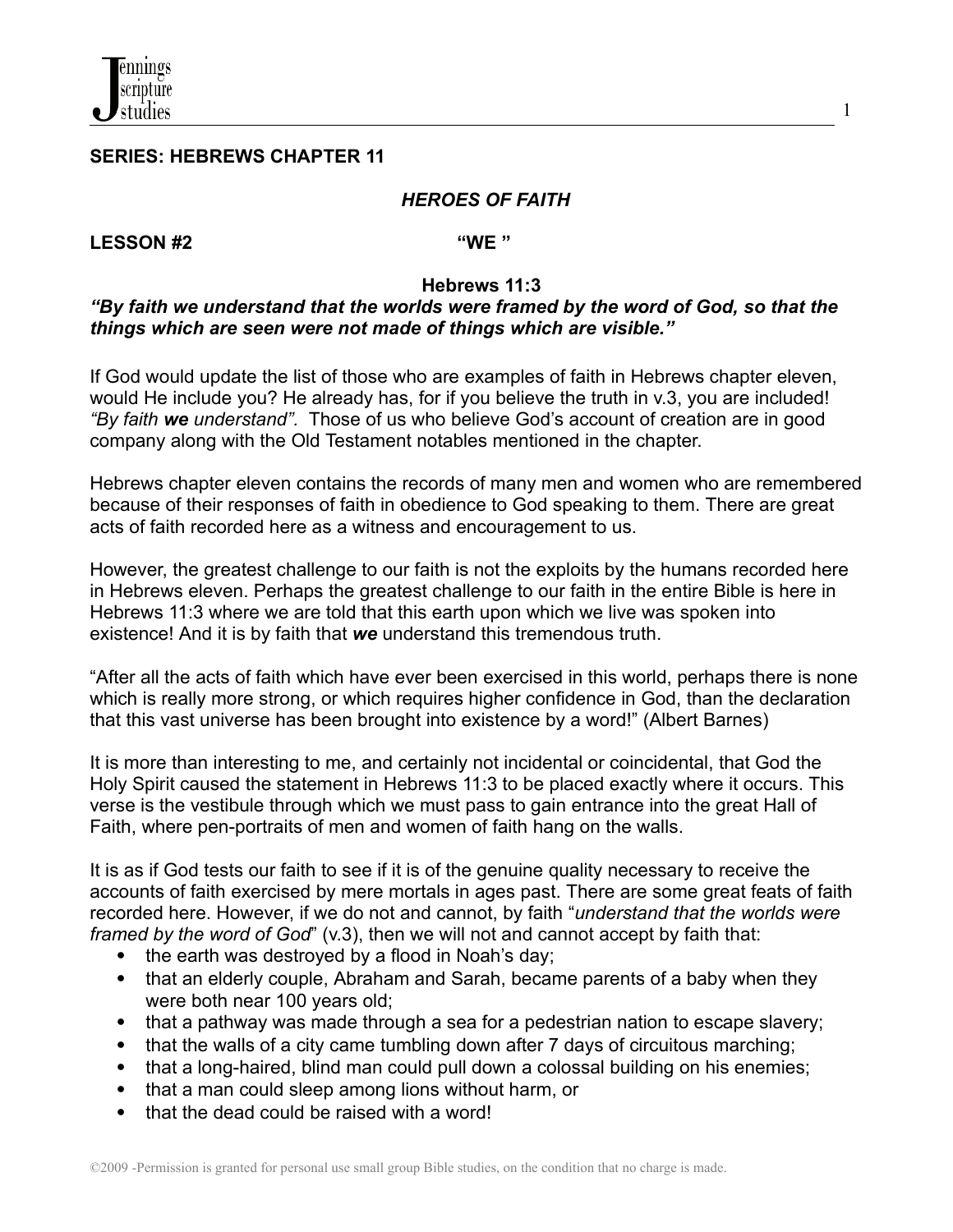**SERIES: HEBREWS CHAPTER 11**

***HEROES OF FAITH***

**LESSON #2** **"WE "**

**Hebrews 11:3**

***"By faith we understand that the worlds were framed by the word of God, so that the things which are seen were not made of things which are visible."***

If God would update the list of those who are examples of faith in Hebrews chapter eleven, would He include you? He already has, for if you believe the truth in v.3, you are included! *"By faith **we** understand".* Those of us who believe God's account of creation are in good company along with the Old Testament notables mentioned in the chapter.

Hebrews chapter eleven contains the records of many men and women who are remembered because of their responses of faith in obedience to God speaking to them. There are great acts of faith recorded here as a witness and encouragement to us.

However, the greatest challenge to our faith is not the exploits by the humans recorded here in Hebrews eleven. Perhaps the greatest challenge to our faith in the entire Bible is here in Hebrews 11:3 where we are told that this earth upon which we live was spoken into existence! And it is by faith that ***we*** understand this tremendous truth.

"After all the acts of faith which have ever been exercised in this world, perhaps there is none which is really more strong, or which requires higher confidence in God, than the declaration that this vast universe has been brought into existence by a word!" (Albert Barnes)

It is more than interesting to me, and certainly not incidental or coincidental, that God the Holy Spirit caused the statement in Hebrews 11:3 to be placed exactly where it occurs. This verse is the vestibule through which we must pass to gain entrance into the great Hall of Faith, where pen-portraits of men and women of faith hang on the walls.

It is as if God tests our faith to see if it is of the genuine quality necessary to receive the accounts of faith exercised by mere mortals in ages past. There are some great feats of faith recorded here. However, if we do not and cannot, by faith "*understand that the worlds were framed by the word of God*" (v.3), then we will not and cannot accept by faith that:

- the earth was destroyed by a flood in Noah's day;
- that an elderly couple, Abraham and Sarah, became parents of a baby when they were both near 100 years old;
- that a pathway was made through a sea for a pedestrian nation to escape slavery;
- that the walls of a city came tumbling down after 7 days of circuitous marching;
- that a long-haired, blind man could pull down a colossal building on his enemies;
- that a man could sleep among lions without harm, or
- that the dead could be raised with a word!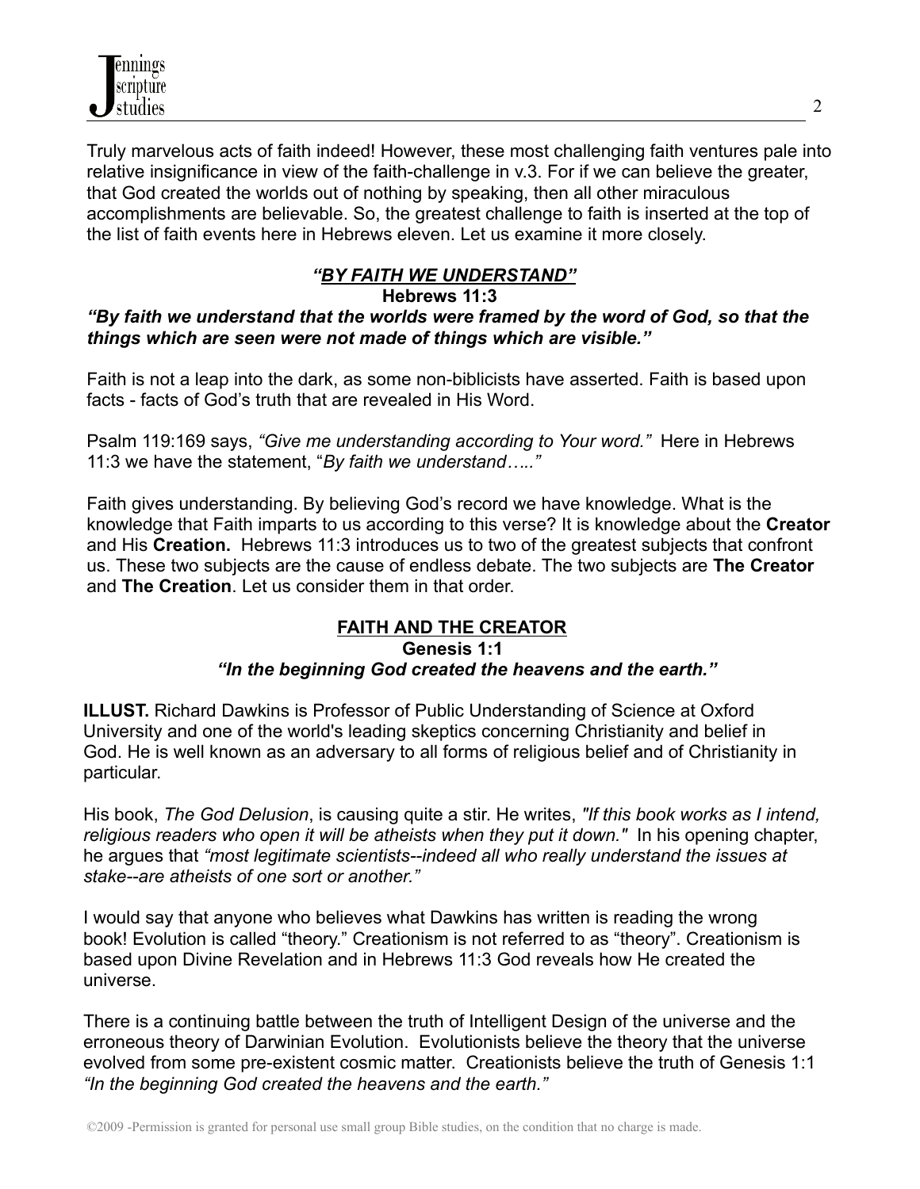Truly marvelous acts of faith indeed! However, these most challenging faith ventures pale into relative insignificance in view of the faith-challenge in v.3. For if we can believe the greater, that God created the worlds out of nothing by speaking, then all other miraculous accomplishments are believable. So, the greatest challenge to faith is inserted at the top of the list of faith events here in Hebrews eleven. Let us examine it more closely.

## ***"BY FAITH WE UNDERSTAND"***

**Hebrews 11:3**

***"By faith we understand that the worlds were framed by the word of God, so that the things which are seen were not made of things which are visible."***

Faith is not a leap into the dark, as some non-biblicists have asserted. Faith is based upon facts - facts of God's truth that are revealed in His Word.

Psalm 119:169 says, *"Give me understanding according to Your word."* Here in Hebrews 11:3 we have the statement, "*By faith we understand….."*

Faith gives understanding. By believing God's record we have knowledge. What is the knowledge that Faith imparts to us according to this verse? It is knowledge about the **Creator** and His **Creation.** Hebrews 11:3 introduces us to two of the greatest subjects that confront us. These two subjects are the cause of endless debate. The two subjects are **The Creator** and **The Creation**. Let us consider them in that order.

## FAITH AND THE CREATOR

**Genesis 1:1**

***"In the beginning God created the heavens and the earth."***

**ILLUST.** Richard Dawkins is Professor of Public Understanding of Science at Oxford University and one of the world's leading skeptics concerning Christianity and belief in God. He is well known as an adversary to all forms of religious belief and of Christianity in particular.

His book, *The God Delusion*, is causing quite a stir. He writes, *"If this book works as I intend, religious readers who open it will be atheists when they put it down."* In his opening chapter, he argues that *"most legitimate scientists--indeed all who really understand the issues at stake--are atheists of one sort or another."*

I would say that anyone who believes what Dawkins has written is reading the wrong book! Evolution is called "theory." Creationism is not referred to as "theory". Creationism is based upon Divine Revelation and in Hebrews 11:3 God reveals how He created the universe.

There is a continuing battle between the truth of Intelligent Design of the universe and the erroneous theory of Darwinian Evolution. Evolutionists believe the theory that the universe evolved from some pre-existent cosmic matter. Creationists believe the truth of Genesis 1:1 *"In the beginning God created the heavens and the earth."*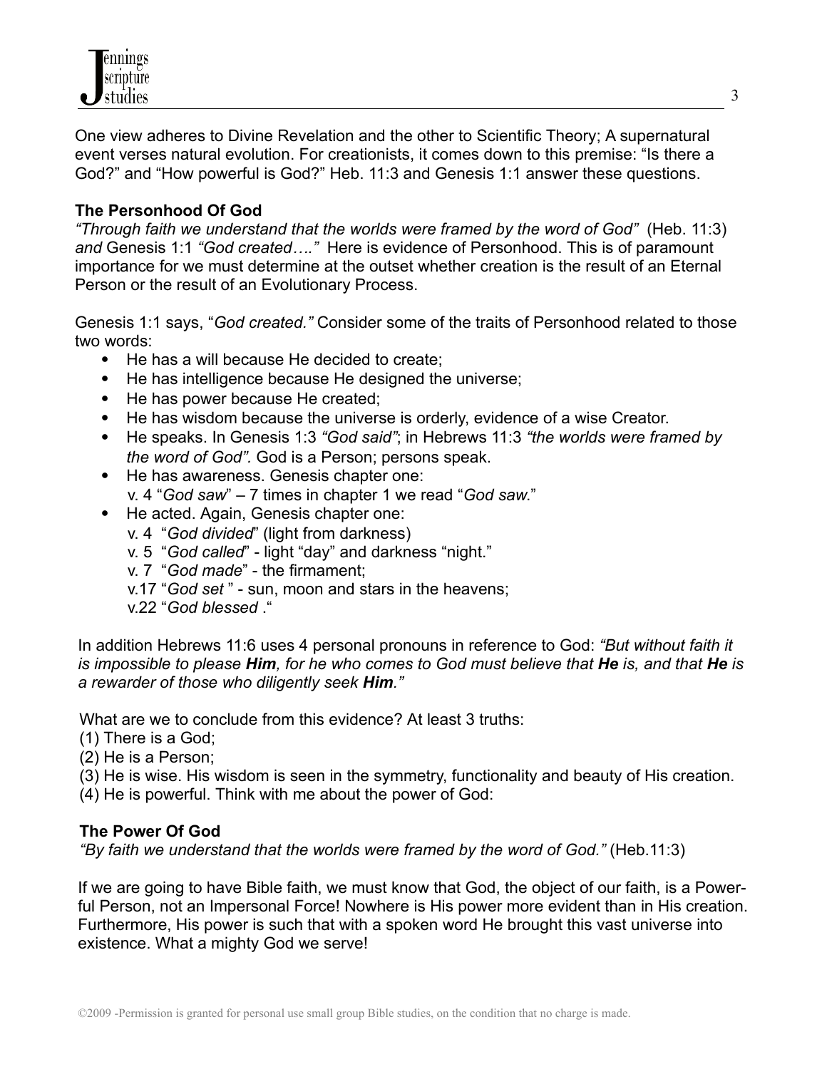One view adheres to Divine Revelation and the other to Scientific Theory; A supernatural event verses natural evolution. For creationists, it comes down to this premise: "Is there a God?" and "How powerful is God?" Heb. 11:3 and Genesis 1:1 answer these questions.

**The Personhood Of God**

*"Through faith we understand that the worlds were framed by the word of God"* (Heb. 11:3) *and* Genesis 1:1 *"God created…."* Here is evidence of Personhood. This is of paramount importance for we must determine at the outset whether creation is the result of an Eternal Person or the result of an Evolutionary Process.

Genesis 1:1 says, "*God created.*" Consider some of the traits of Personhood related to those two words:

- He has a will because He decided to create;
- He has intelligence because He designed the universe;
- He has power because He created;
- He has wisdom because the universe is orderly, evidence of a wise Creator.
- He speaks. In Genesis 1:3 *"God said"*; in Hebrews 11:3 *"the worlds were framed by the word of God".* God is a Person; persons speak.
- He has awareness. Genesis chapter one:
  v. 4 "*God saw*" – 7 times in chapter 1 we read "*God saw.*"
- He acted. Again, Genesis chapter one:
  v. 4 "*God divided*" (light from darkness)
  v. 5 "*God called*" - light "day" and darkness "night."
  v. 7 "*God made*" - the firmament;
  v.17 "*God set* " - sun, moon and stars in the heavens;
  v.22 "*God blessed* ."

In addition Hebrews 11:6 uses 4 personal pronouns in reference to God: *"But without faith it is impossible to please **Him**, for he who comes to God must believe that **He** is, and that **He** is a rewarder of those who diligently seek **Him**."*

What are we to conclude from this evidence? At least 3 truths:
(1) There is a God;
(2) He is a Person;
(3) He is wise. His wisdom is seen in the symmetry, functionality and beauty of His creation.
(4) He is powerful. Think with me about the power of God:

**The Power Of God**

*"By faith we understand that the worlds were framed by the word of God."* (Heb.11:3)

If we are going to have Bible faith, we must know that God, the object of our faith, is a Powerful Person, not an Impersonal Force! Nowhere is His power more evident than in His creation. Furthermore, His power is such that with a spoken word He brought this vast universe into existence. What a mighty God we serve!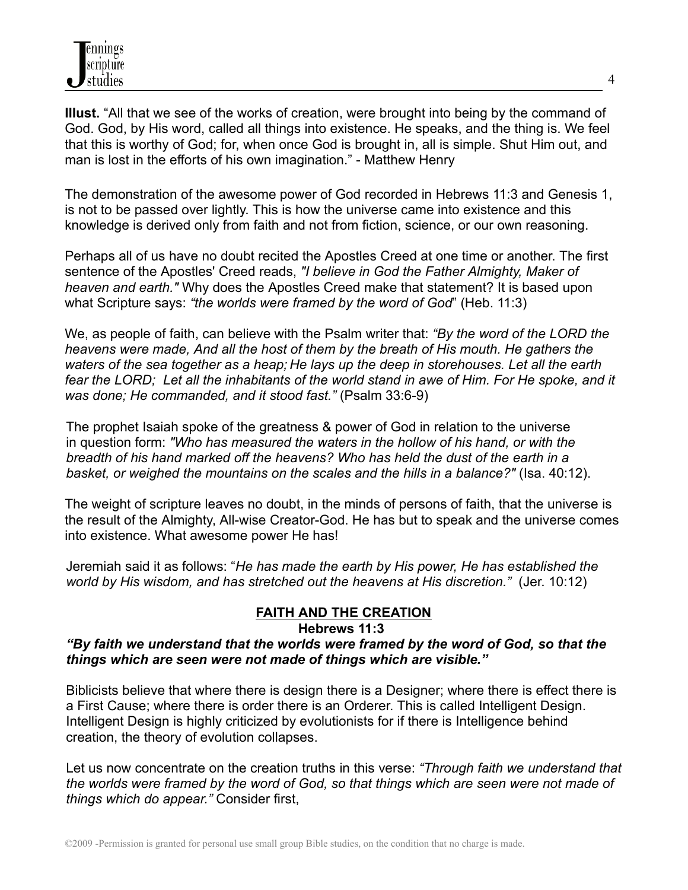**Illust.** "All that we see of the works of creation, were brought into being by the command of God. God, by His word, called all things into existence. He speaks, and the thing is. We feel that this is worthy of God; for, when once God is brought in, all is simple. Shut Him out, and man is lost in the efforts of his own imagination." - Matthew Henry

The demonstration of the awesome power of God recorded in Hebrews 11:3 and Genesis 1, is not to be passed over lightly. This is how the universe came into existence and this knowledge is derived only from faith and not from fiction, science, or our own reasoning.

Perhaps all of us have no doubt recited the Apostles Creed at one time or another. The first sentence of the Apostles' Creed reads, *"I believe in God the Father Almighty, Maker of heaven and earth."* Why does the Apostles Creed make that statement? It is based upon what Scripture says: *"the worlds were framed by the word of God*" (Heb. 11:3)

We, as people of faith, can believe with the Psalm writer that: *"By the word of the LORD the heavens were made, And all the host of them by the breath of His mouth. He gathers the waters of the sea together as a heap; He lays up the deep in storehouses. Let all the earth fear the LORD; Let all the inhabitants of the world stand in awe of Him. For He spoke, and it was done; He commanded, and it stood fast."* (Psalm 33:6-9)

The prophet Isaiah spoke of the greatness & power of God in relation to the universe in question form: *"Who has measured the waters in the hollow of his hand, or with the breadth of his hand marked off the heavens? Who has held the dust of the earth in a basket, or weighed the mountains on the scales and the hills in a balance?"* (Isa. 40:12).

The weight of scripture leaves no doubt, in the minds of persons of faith, that the universe is the result of the Almighty, All-wise Creator-God. He has but to speak and the universe comes into existence. What awesome power He has!

Jeremiah said it as follows: "*He has made the earth by His power, He has established the world by His wisdom, and has stretched out the heavens at His discretion."* (Jer. 10:12)

## FAITH AND THE CREATION

**Hebrews 11:3**

***"By faith we understand that the worlds were framed by the word of God, so that the things which are seen were not made of things which are visible."***

Biblicists believe that where there is design there is a Designer; where there is effect there is a First Cause; where there is order there is an Orderer. This is called Intelligent Design. Intelligent Design is highly criticized by evolutionists for if there is Intelligence behind creation, the theory of evolution collapses.

Let us now concentrate on the creation truths in this verse: *"Through faith we understand that the worlds were framed by the word of God, so that things which are seen were not made of things which do appear."* Consider first,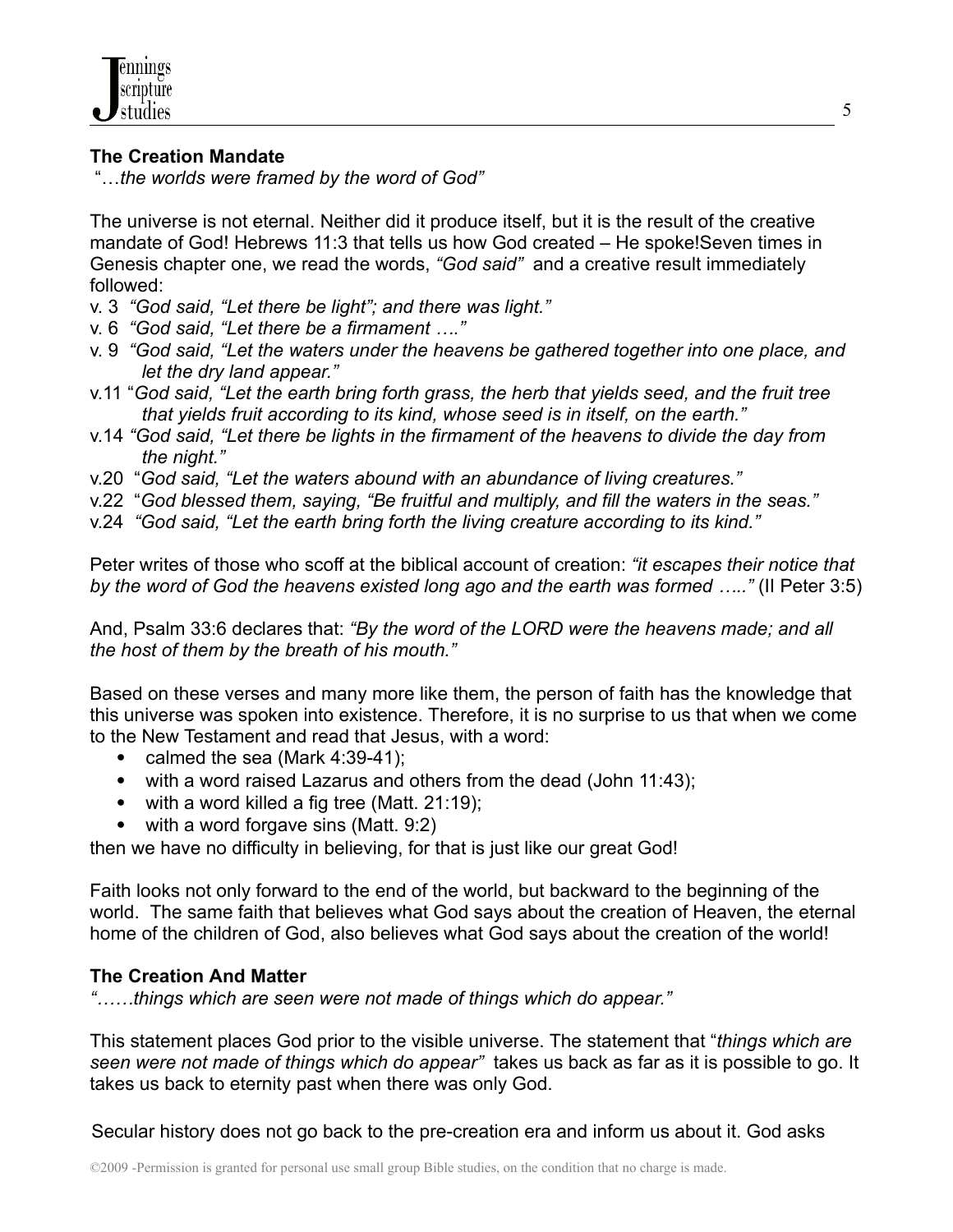**The Creation Mandate**

"*…the worlds were framed by the word of God"*

The universe is not eternal. Neither did it produce itself, but it is the result of the creative mandate of God! Hebrews 11:3 that tells us how God created – He spoke!Seven times in Genesis chapter one, we read the words, *"God said"* and a creative result immediately followed:

v. 3 *"God said, "Let there be light"; and there was light."*
v. 6 *"God said, "Let there be a firmament …."*
v. 9 *"God said, "Let the waters under the heavens be gathered together into one place, and let the dry land appear."*
v.11 "*God said, "Let the earth bring forth grass, the herb that yields seed, and the fruit tree that yields fruit according to its kind, whose seed is in itself, on the earth."*
v.14 *"God said, "Let there be lights in the firmament of the heavens to divide the day from the night."*
v.20 "*God said, "Let the waters abound with an abundance of living creatures."*
v.22 "*God blessed them, saying, "Be fruitful and multiply, and fill the waters in the seas."*
v.24 *"God said, "Let the earth bring forth the living creature according to its kind."*

Peter writes of those who scoff at the biblical account of creation: *"it escapes their notice that by the word of God the heavens existed long ago and the earth was formed ….."* (II Peter 3:5)

And, Psalm 33:6 declares that: *"By the word of the LORD were the heavens made; and all the host of them by the breath of his mouth."*

Based on these verses and many more like them, the person of faith has the knowledge that this universe was spoken into existence. Therefore, it is no surprise to us that when we come to the New Testament and read that Jesus, with a word:

- calmed the sea (Mark 4:39-41);
- with a word raised Lazarus and others from the dead (John 11:43);
- with a word killed a fig tree (Matt. 21:19);
- with a word forgave sins (Matt. 9:2)

then we have no difficulty in believing, for that is just like our great God!

Faith looks not only forward to the end of the world, but backward to the beginning of the world. The same faith that believes what God says about the creation of Heaven, the eternal home of the children of God, also believes what God says about the creation of the world!

**The Creation And Matter**

*"……things which are seen were not made of things which do appear."*

This statement places God prior to the visible universe. The statement that "*things which are seen were not made of things which do appear"* takes us back as far as it is possible to go. It takes us back to eternity past when there was only God.

Secular history does not go back to the pre-creation era and inform us about it. God asks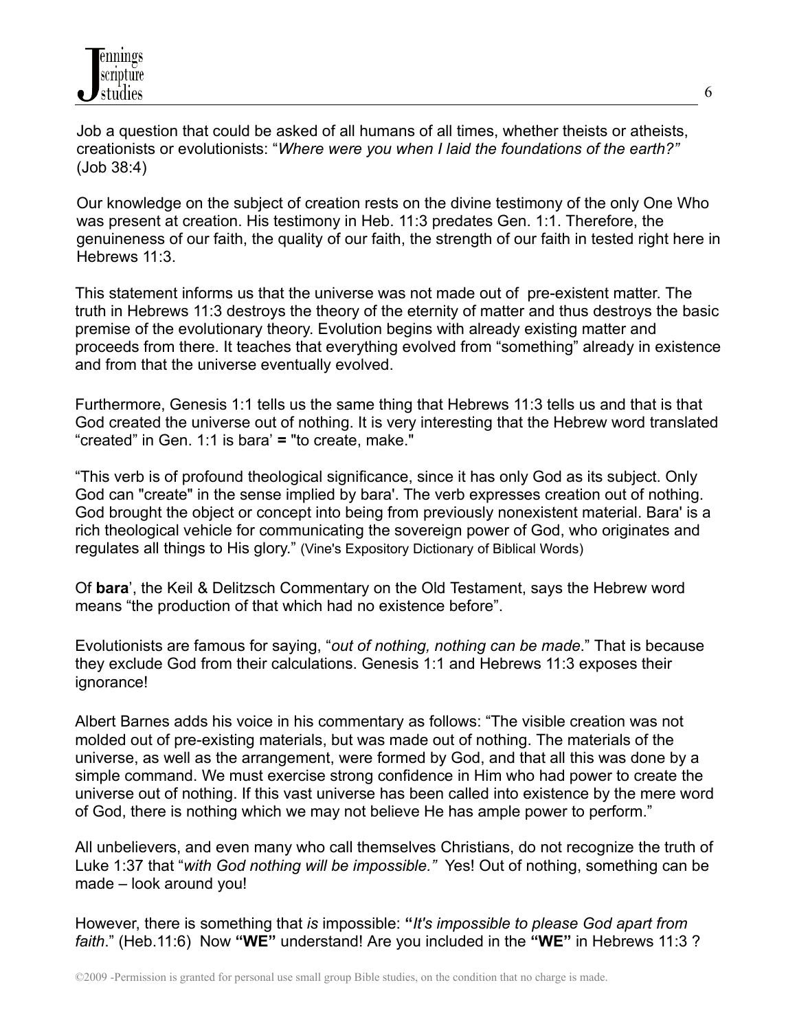Job a question that could be asked of all humans of all times, whether theists or atheists, creationists or evolutionists: "*Where were you when I laid the foundations of the earth?"* (Job 38:4)

Our knowledge on the subject of creation rests on the divine testimony of the only One Who was present at creation. His testimony in Heb. 11:3 predates Gen. 1:1. Therefore, the genuineness of our faith, the quality of our faith, the strength of our faith in tested right here in Hebrews 11:3.

This statement informs us that the universe was not made out of pre-existent matter. The truth in Hebrews 11:3 destroys the theory of the eternity of matter and thus destroys the basic premise of the evolutionary theory. Evolution begins with already existing matter and proceeds from there. It teaches that everything evolved from "something" already in existence and from that the universe eventually evolved.

Furthermore, Genesis 1:1 tells us the same thing that Hebrews 11:3 tells us and that is that God created the universe out of nothing. It is very interesting that the Hebrew word translated "created" in Gen. 1:1 is bara' **=** "to create, make."

"This verb is of profound theological significance, since it has only God as its subject. Only God can "create" in the sense implied by bara'. The verb expresses creation out of nothing. God brought the object or concept into being from previously nonexistent material. Bara' is a rich theological vehicle for communicating the sovereign power of God, who originates and regulates all things to His glory." (Vine's Expository Dictionary of Biblical Words)

Of **bara**', the Keil & Delitzsch Commentary on the Old Testament, says the Hebrew word means "the production of that which had no existence before".

Evolutionists are famous for saying, "*out of nothing, nothing can be made*." That is because they exclude God from their calculations. Genesis 1:1 and Hebrews 11:3 exposes their ignorance!

Albert Barnes adds his voice in his commentary as follows: "The visible creation was not molded out of pre-existing materials, but was made out of nothing. The materials of the universe, as well as the arrangement, were formed by God, and that all this was done by a simple command. We must exercise strong confidence in Him who had power to create the universe out of nothing. If this vast universe has been called into existence by the mere word of God, there is nothing which we may not believe He has ample power to perform."

All unbelievers, and even many who call themselves Christians, do not recognize the truth of Luke 1:37 that "*with God nothing will be impossible."* Yes! Out of nothing, something can be made – look around you!

However, there is something that *is* impossible: **"***It's impossible to please God apart from faith*." (Heb.11:6) Now **"WE"** understand! Are you included in the **"WE"** in Hebrews 11:3 ?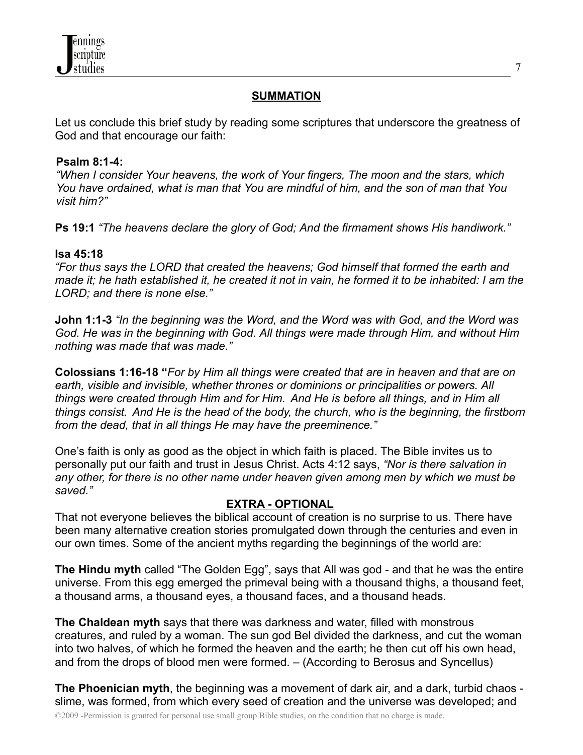## SUMMATION

Let us conclude this brief study by reading some scriptures that underscore the greatness of God and that encourage our faith:

**Psalm 8:1-4:**
*"When I consider Your heavens, the work of Your fingers, The moon and the stars, which You have ordained, what is man that You are mindful of him, and the son of man that You visit him?"*

**Ps 19:1** *"The heavens declare the glory of God; And the firmament shows His handiwork."*

**Isa 45:18**
*"For thus says the LORD that created the heavens; God himself that formed the earth and made it; he hath established it, he created it not in vain, he formed it to be inhabited: I am the LORD; and there is none else."*

**John 1:1-3** *"In the beginning was the Word, and the Word was with God, and the Word was God. He was in the beginning with God. All things were made through Him, and without Him nothing was made that was made."*

**Colossians 1:16-18 "***For by Him all things were created that are in heaven and that are on earth, visible and invisible, whether thrones or dominions or principalities or powers. All things were created through Him and for Him. And He is before all things, and in Him all things consist. And He is the head of the body, the church, who is the beginning, the firstborn from the dead, that in all things He may have the preeminence."*

One's faith is only as good as the object in which faith is placed. The Bible invites us to personally put our faith and trust in Jesus Christ. Acts 4:12 says, *"Nor is there salvation in any other, for there is no other name under heaven given among men by which we must be saved."*

## EXTRA - OPTIONAL

That not everyone believes the biblical account of creation is no surprise to us. There have been many alternative creation stories promulgated down through the centuries and even in our own times. Some of the ancient myths regarding the beginnings of the world are:

**The Hindu myth** called "The Golden Egg", says that All was god - and that he was the entire universe. From this egg emerged the primeval being with a thousand thighs, a thousand feet, a thousand arms, a thousand eyes, a thousand faces, and a thousand heads.

**The Chaldean myth** says that there was darkness and water, filled with monstrous creatures, and ruled by a woman. The sun god Bel divided the darkness, and cut the woman into two halves, of which he formed the heaven and the earth; he then cut off his own head, and from the drops of blood men were formed. – (According to Berosus and Syncellus)

**The Phoenician myth**, the beginning was a movement of dark air, and a dark, turbid chaos - slime, was formed, from which every seed of creation and the universe was developed; and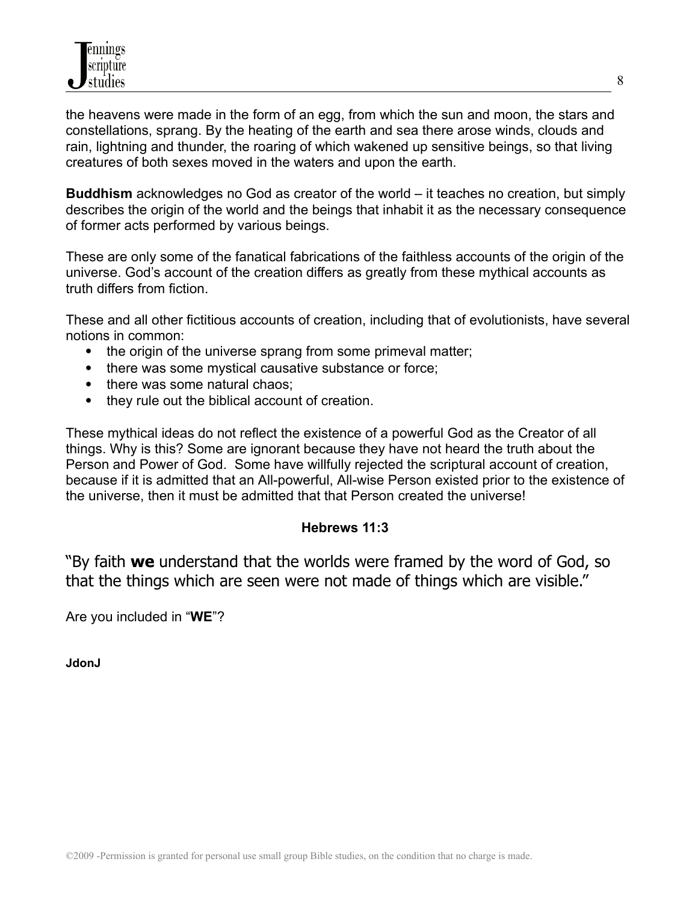the heavens were made in the form of an egg, from which the sun and moon, the stars and constellations, sprang. By the heating of the earth and sea there arose winds, clouds and rain, lightning and thunder, the roaring of which wakened up sensitive beings, so that living creatures of both sexes moved in the waters and upon the earth.

**Buddhism** acknowledges no God as creator of the world – it teaches no creation, but simply describes the origin of the world and the beings that inhabit it as the necessary consequence of former acts performed by various beings.

These are only some of the fanatical fabrications of the faithless accounts of the origin of the universe. God's account of the creation differs as greatly from these mythical accounts as truth differs from fiction.

These and all other fictitious accounts of creation, including that of evolutionists, have several notions in common:

- the origin of the universe sprang from some primeval matter;
- there was some mystical causative substance or force;
- there was some natural chaos;
- they rule out the biblical account of creation.

These mythical ideas do not reflect the existence of a powerful God as the Creator of all things. Why is this? Some are ignorant because they have not heard the truth about the Person and Power of God. Some have willfully rejected the scriptural account of creation, because if it is admitted that an All-powerful, All-wise Person existed prior to the existence of the universe, then it must be admitted that that Person created the universe!

**Hebrews 11:3**

"By faith **we** understand that the worlds were framed by the word of God, so that the things which are seen were not made of things which are visible."

Are you included in "**WE**"?

**JdonJ**

©2009 -Permission is granted for personal use small group Bible studies, on the condition that no charge is made.